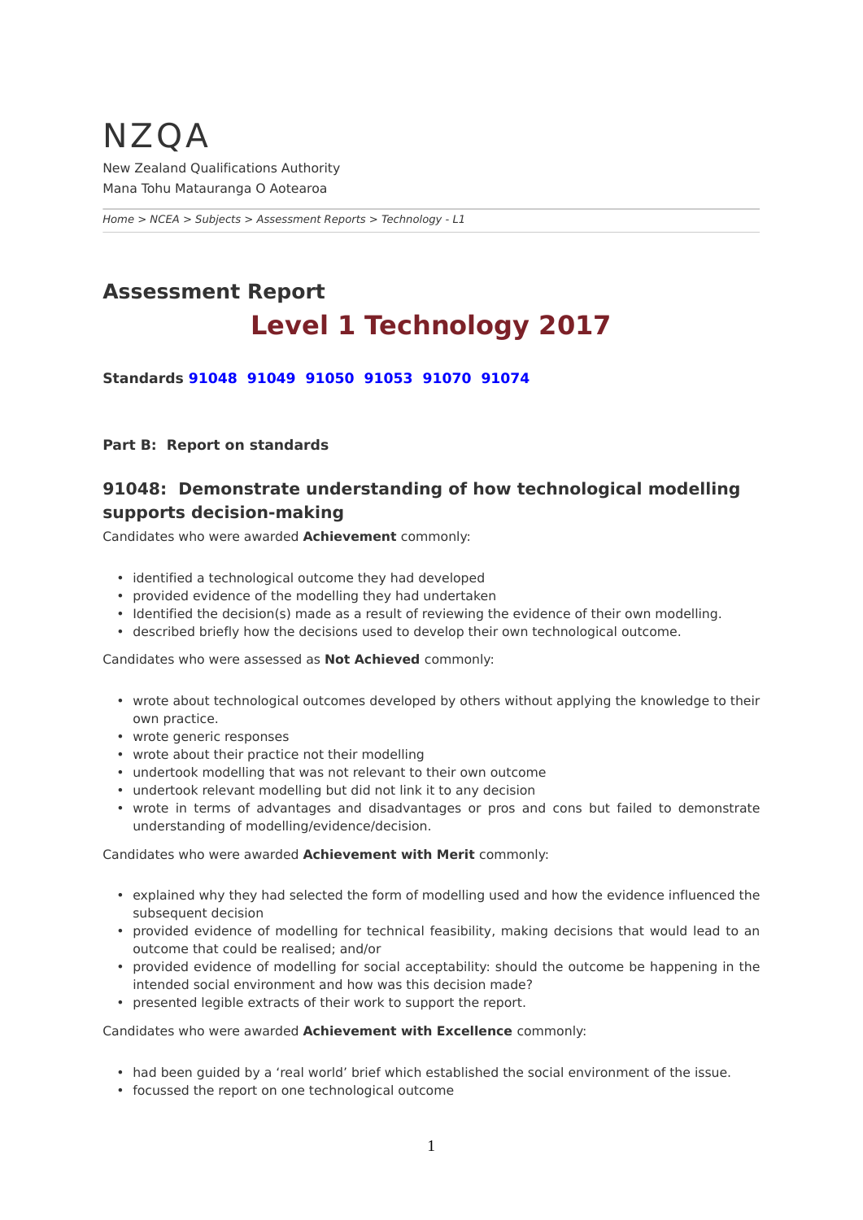NZQA

New Zealand Qualifications Authority
Mana Tohu Matauranga O Aotearoa

*Home > NCEA > Subjects > Assessment Reports > Technology - L1*

## Assessment Report

# Level 1 Technology 2017

**Standards 91048 91049 91050 91053 91070 91074**

**Part B: Report on standards**

### 91048: Demonstrate understanding of how technological modelling supports decision-making

Candidates who were awarded **Achievement** commonly:

- identified a technological outcome they had developed
- provided evidence of the modelling they had undertaken
- Identified the decision(s) made as a result of reviewing the evidence of their own modelling.
- described briefly how the decisions used to develop their own technological outcome.

Candidates who were assessed as **Not Achieved** commonly:

- wrote about technological outcomes developed by others without applying the knowledge to their own practice.
- wrote generic responses
- wrote about their practice not their modelling
- undertook modelling that was not relevant to their own outcome
- undertook relevant modelling but did not link it to any decision
- wrote in terms of advantages and disadvantages or pros and cons but failed to demonstrate understanding of modelling/evidence/decision.

Candidates who were awarded **Achievement with Merit** commonly:

- explained why they had selected the form of modelling used and how the evidence influenced the subsequent decision
- provided evidence of modelling for technical feasibility, making decisions that would lead to an outcome that could be realised; and/or
- provided evidence of modelling for social acceptability: should the outcome be happening in the intended social environment and how was this decision made?
- presented legible extracts of their work to support the report.

Candidates who were awarded **Achievement with Excellence** commonly:

- had been guided by a 'real world' brief which established the social environment of the issue.
- focussed the report on one technological outcome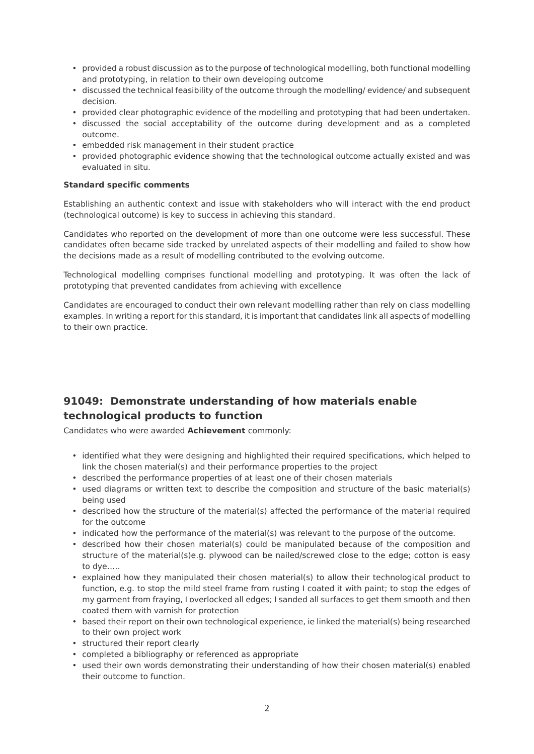- provided a robust discussion as to the purpose of technological modelling, both functional modelling and prototyping, in relation to their own developing outcome
- discussed the technical feasibility of the outcome through the modelling/ evidence/ and subsequent decision.
- provided clear photographic evidence of the modelling and prototyping that had been undertaken.
- discussed the social acceptability of the outcome during development and as a completed outcome.
- embedded risk management in their student practice
- provided photographic evidence showing that the technological outcome actually existed and was evaluated in situ.

**Standard specific comments**

Establishing an authentic context and issue with stakeholders who will interact with the end product (technological outcome) is key to success in achieving this standard.

Candidates who reported on the development of more than one outcome were less successful. These candidates often became side tracked by unrelated aspects of their modelling and failed to show how the decisions made as a result of modelling contributed to the evolving outcome.

Technological modelling comprises functional modelling and prototyping. It was often the lack of prototyping that prevented candidates from achieving with excellence

Candidates are encouraged to conduct their own relevant modelling rather than rely on class modelling examples. In writing a report for this standard, it is important that candidates link all aspects of modelling to their own practice.

## 91049: Demonstrate understanding of how materials enable technological products to function

Candidates who were awarded **Achievement** commonly:

- identified what they were designing and highlighted their required specifications, which helped to link the chosen material(s) and their performance properties to the project
- described the performance properties of at least one of their chosen materials
- used diagrams or written text to describe the composition and structure of the basic material(s) being used
- described how the structure of the material(s) affected the performance of the material required for the outcome
- indicated how the performance of the material(s) was relevant to the purpose of the outcome.
- described how their chosen material(s) could be manipulated because of the composition and structure of the material(s)e.g. plywood can be nailed/screwed close to the edge; cotton is easy to dye…..
- explained how they manipulated their chosen material(s) to allow their technological product to function, e.g. to stop the mild steel frame from rusting I coated it with paint; to stop the edges of my garment from fraying, I overlocked all edges; I sanded all surfaces to get them smooth and then coated them with varnish for protection
- based their report on their own technological experience, ie linked the material(s) being researched to their own project work
- structured their report clearly
- completed a bibliography or referenced as appropriate
- used their own words demonstrating their understanding of how their chosen material(s) enabled their outcome to function.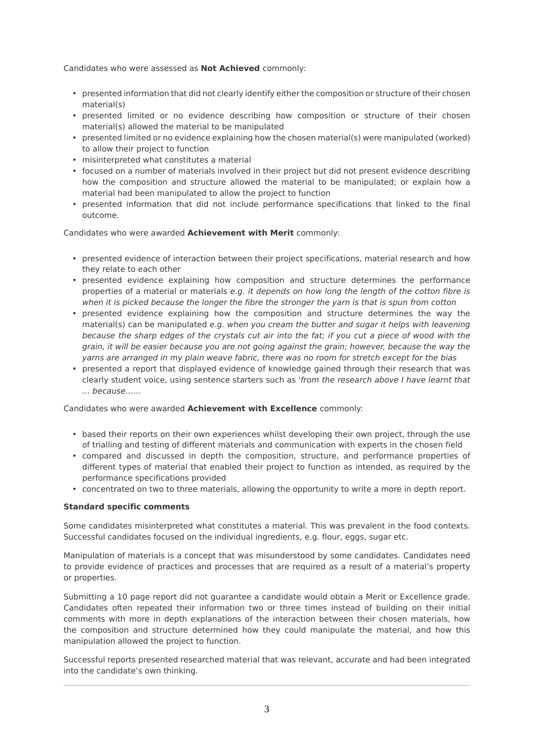Candidates who were assessed as **Not Achieved** commonly:

- presented information that did not clearly identify either the composition or structure of their chosen material(s)
- presented limited or no evidence describing how composition or structure of their chosen material(s) allowed the material to be manipulated
- presented limited or no evidence explaining how the chosen material(s) were manipulated (worked) to allow their project to function
- misinterpreted what constitutes a material
- focused on a number of materials involved in their project but did not present evidence describing how the composition and structure allowed the material to be manipulated; or explain how a material had been manipulated to allow the project to function
- presented information that did not include performance specifications that linked to the final outcome.

Candidates who were awarded **Achievement with Merit** commonly:

- presented evidence of interaction between their project specifications, material research and how they relate to each other
- presented evidence explaining how composition and structure determines the performance properties of a material or materials *e.g. it depends on how long the length of the cotton fibre is when it is picked because the longer the fibre the stronger the yarn is that is spun from cotton*
- presented evidence explaining how the composition and structure determines the way the material(s) can be manipulated *e.g. when you cream the butter and sugar it helps with leavening because the sharp edges of the crystals cut air into the fat; if you cut a piece of wood with the grain, it will be easier because you are not going against the grain; however, because the way the yarns are arranged in my plain weave fabric, there was no room for stretch except for the bias*
- presented a report that displayed evidence of knowledge gained through their research that was clearly student voice, using sentence starters such as '*from the research above I have learnt that … because……*

Candidates who were awarded **Achievement with Excellence** commonly:

- based their reports on their own experiences whilst developing their own project, through the use of trialling and testing of different materials and communication with experts in the chosen field
- compared and discussed in depth the composition, structure, and performance properties of different types of material that enabled their project to function as intended, as required by the performance specifications provided
- concentrated on two to three materials, allowing the opportunity to write a more in depth report.

**Standard specific comments**

Some candidates misinterpreted what constitutes a material. This was prevalent in the food contexts. Successful candidates focused on the individual ingredients, e.g. flour, eggs, sugar etc.

Manipulation of materials is a concept that was misunderstood by some candidates. Candidates need to provide evidence of practices and processes that are required as a result of a material's property or properties.

Submitting a 10 page report did not guarantee a candidate would obtain a Merit or Excellence grade. Candidates often repeated their information two or three times instead of building on their initial comments with more in depth explanations of the interaction between their chosen materials, how the composition and structure determined how they could manipulate the material, and how this manipulation allowed the project to function.

Successful reports presented researched material that was relevant, accurate and had been integrated into the candidate's own thinking.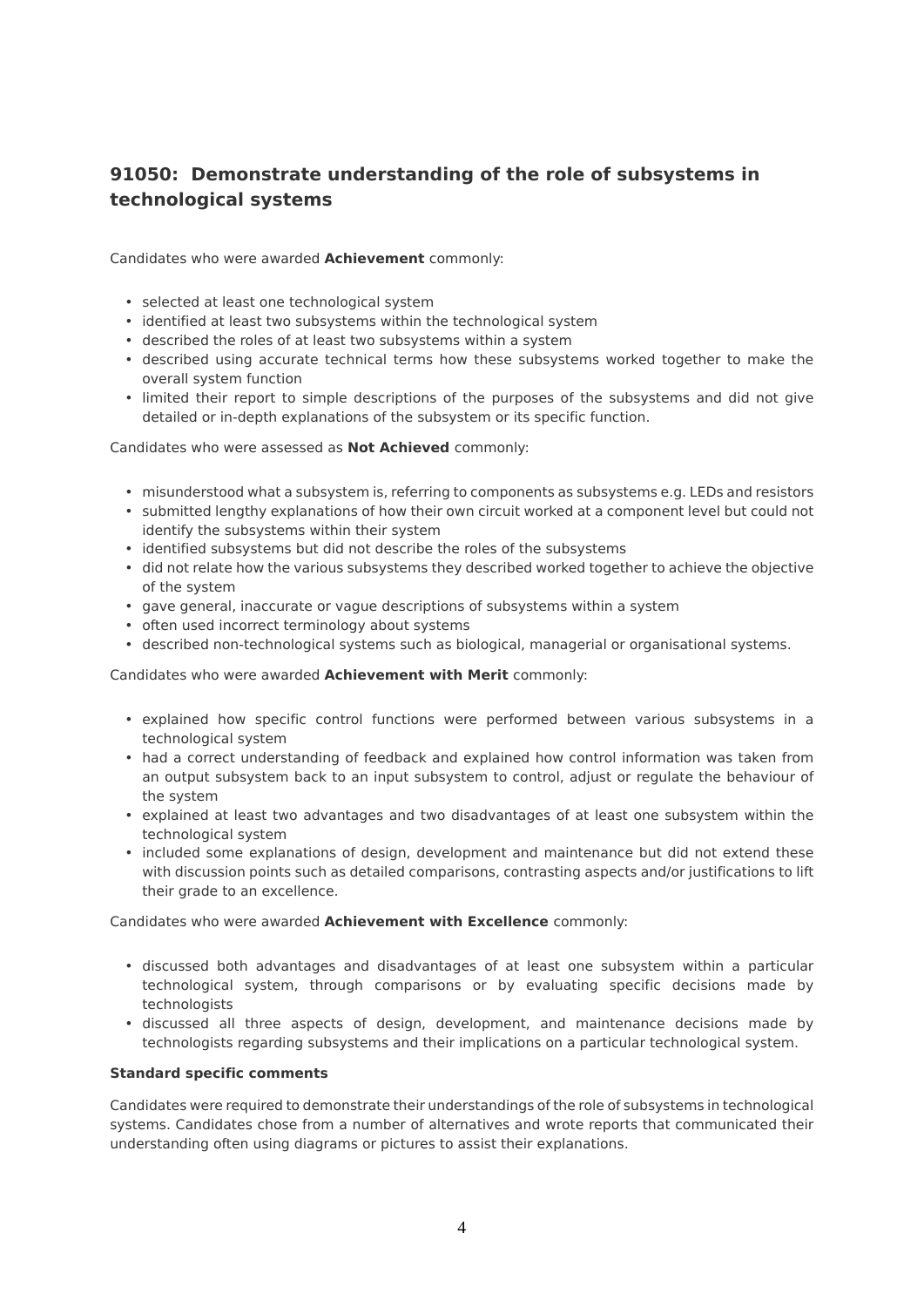## 91050: Demonstrate understanding of the role of subsystems in technological systems

Candidates who were awarded **Achievement** commonly:

- selected at least one technological system
- identified at least two subsystems within the technological system
- described the roles of at least two subsystems within a system
- described using accurate technical terms how these subsystems worked together to make the overall system function
- limited their report to simple descriptions of the purposes of the subsystems and did not give detailed or in-depth explanations of the subsystem or its specific function.

Candidates who were assessed as **Not Achieved** commonly:

- misunderstood what a subsystem is, referring to components as subsystems e.g. LEDs and resistors
- submitted lengthy explanations of how their own circuit worked at a component level but could not identify the subsystems within their system
- identified subsystems but did not describe the roles of the subsystems
- did not relate how the various subsystems they described worked together to achieve the objective of the system
- gave general, inaccurate or vague descriptions of subsystems within a system
- often used incorrect terminology about systems
- described non-technological systems such as biological, managerial or organisational systems.

Candidates who were awarded **Achievement with Merit** commonly:

- explained how specific control functions were performed between various subsystems in a technological system
- had a correct understanding of feedback and explained how control information was taken from an output subsystem back to an input subsystem to control, adjust or regulate the behaviour of the system
- explained at least two advantages and two disadvantages of at least one subsystem within the technological system
- included some explanations of design, development and maintenance but did not extend these with discussion points such as detailed comparisons, contrasting aspects and/or justifications to lift their grade to an excellence.

Candidates who were awarded **Achievement with Excellence** commonly:

- discussed both advantages and disadvantages of at least one subsystem within a particular technological system, through comparisons or by evaluating specific decisions made by technologists
- discussed all three aspects of design, development, and maintenance decisions made by technologists regarding subsystems and their implications on a particular technological system.

**Standard specific comments**

Candidates were required to demonstrate their understandings of the role of subsystems in technological systems. Candidates chose from a number of alternatives and wrote reports that communicated their understanding often using diagrams or pictures to assist their explanations.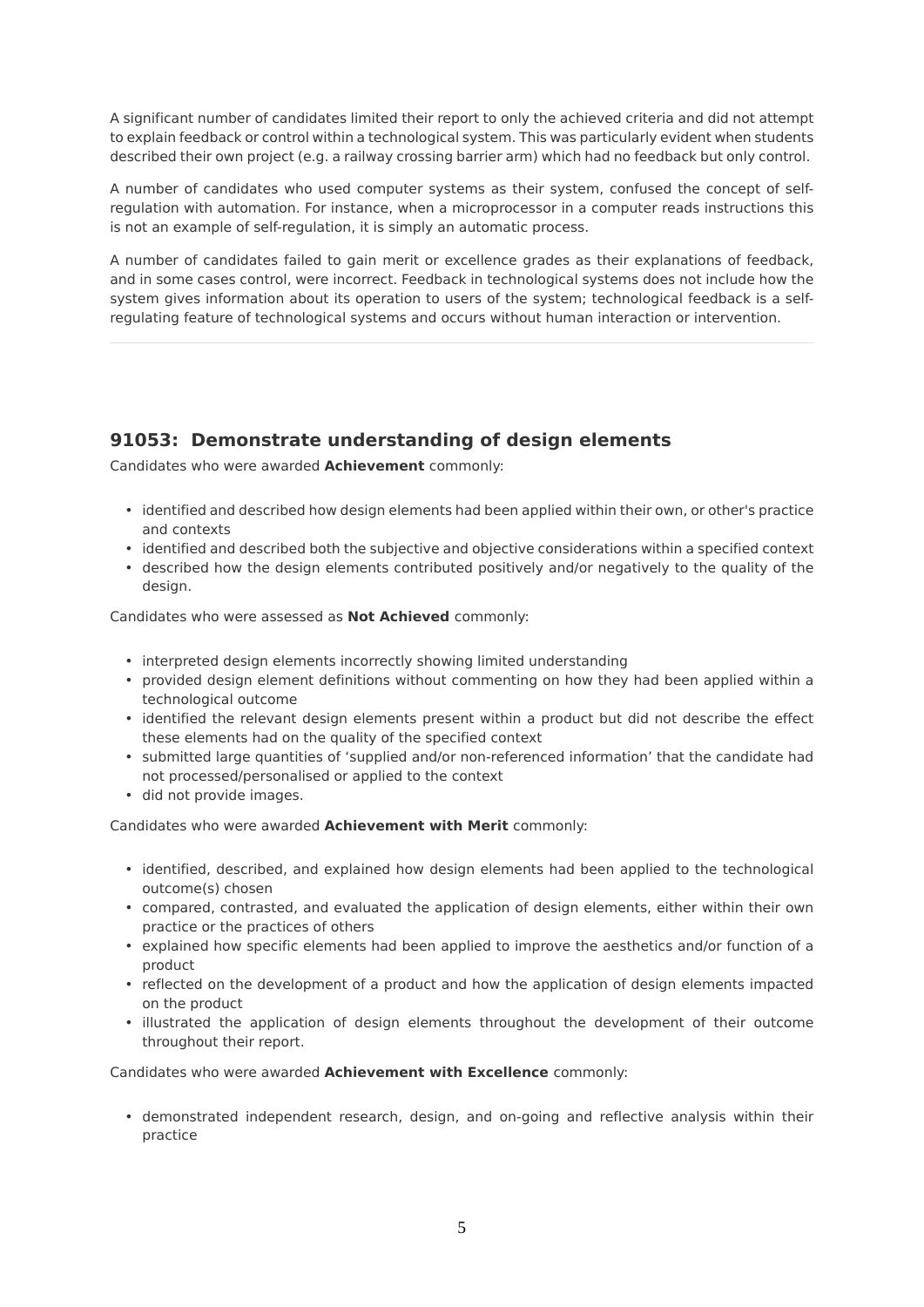A significant number of candidates limited their report to only the achieved criteria and did not attempt to explain feedback or control within a technological system. This was particularly evident when students described their own project (e.g. a railway crossing barrier arm) which had no feedback but only control.

A number of candidates who used computer systems as their system, confused the concept of self-regulation with automation. For instance, when a microprocessor in a computer reads instructions this is not an example of self-regulation, it is simply an automatic process.

A number of candidates failed to gain merit or excellence grades as their explanations of feedback, and in some cases control, were incorrect. Feedback in technological systems does not include how the system gives information about its operation to users of the system; technological feedback is a self-regulating feature of technological systems and occurs without human interaction or intervention.

---

## 91053: Demonstrate understanding of design elements

Candidates who were awarded **Achievement** commonly:

- identified and described how design elements had been applied within their own, or other's practice and contexts
- identified and described both the subjective and objective considerations within a specified context
- described how the design elements contributed positively and/or negatively to the quality of the design.

Candidates who were assessed as **Not Achieved** commonly:

- interpreted design elements incorrectly showing limited understanding
- provided design element definitions without commenting on how they had been applied within a technological outcome
- identified the relevant design elements present within a product but did not describe the effect these elements had on the quality of the specified context
- submitted large quantities of 'supplied and/or non-referenced information' that the candidate had not processed/personalised or applied to the context
- did not provide images.

Candidates who were awarded **Achievement with Merit** commonly:

- identified, described, and explained how design elements had been applied to the technological outcome(s) chosen
- compared, contrasted, and evaluated the application of design elements, either within their own practice or the practices of others
- explained how specific elements had been applied to improve the aesthetics and/or function of a product
- reflected on the development of a product and how the application of design elements impacted on the product
- illustrated the application of design elements throughout the development of their outcome throughout their report.

Candidates who were awarded **Achievement with Excellence** commonly:

- demonstrated independent research, design, and on-going and reflective analysis within their practice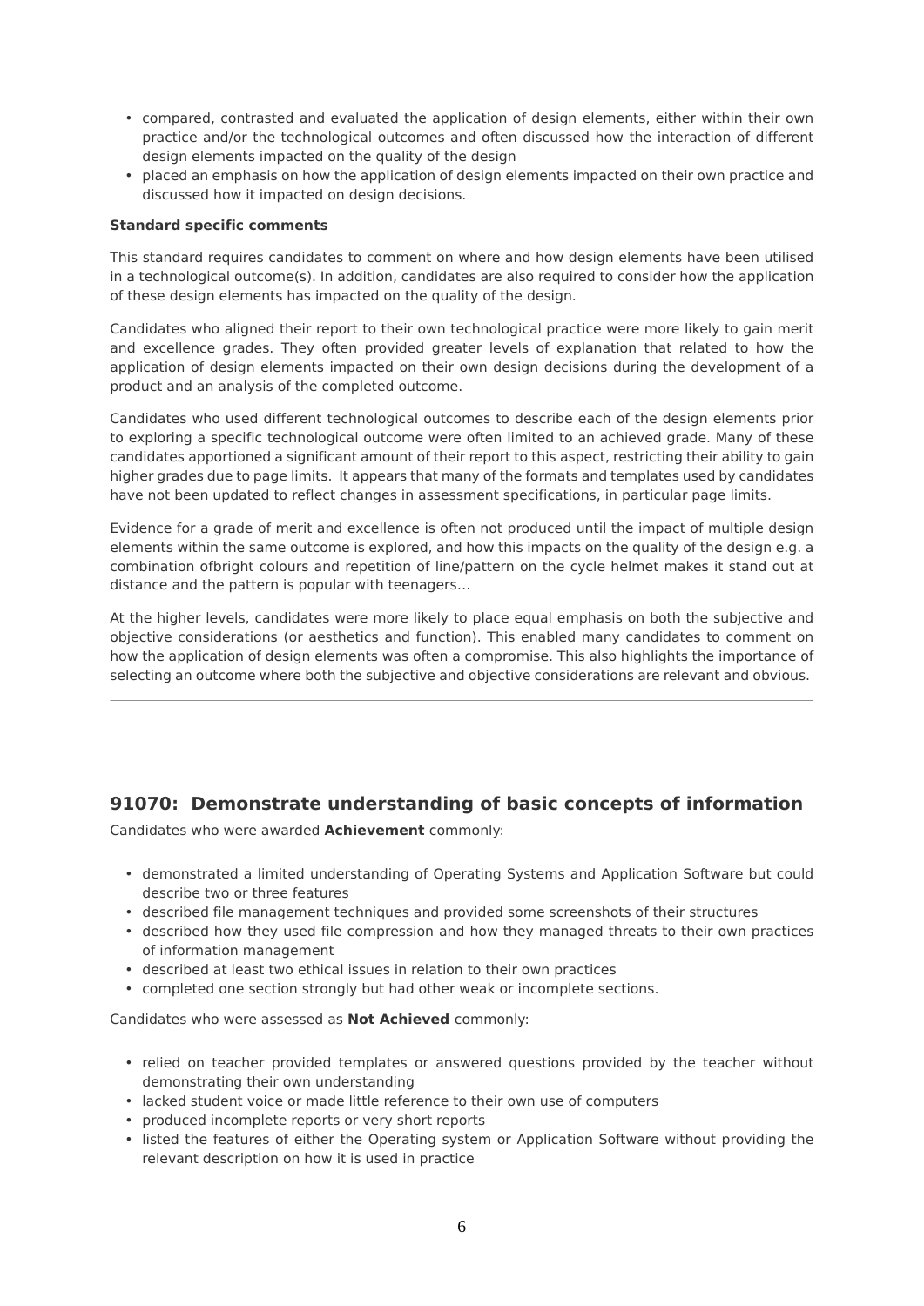- compared, contrasted and evaluated the application of design elements, either within their own practice and/or the technological outcomes and often discussed how the interaction of different design elements impacted on the quality of the design
- placed an emphasis on how the application of design elements impacted on their own practice and discussed how it impacted on design decisions.

**Standard specific comments**

This standard requires candidates to comment on where and how design elements have been utilised in a technological outcome(s). In addition, candidates are also required to consider how the application of these design elements has impacted on the quality of the design.

Candidates who aligned their report to their own technological practice were more likely to gain merit and excellence grades. They often provided greater levels of explanation that related to how the application of design elements impacted on their own design decisions during the development of a product and an analysis of the completed outcome.

Candidates who used different technological outcomes to describe each of the design elements prior to exploring a specific technological outcome were often limited to an achieved grade. Many of these candidates apportioned a significant amount of their report to this aspect, restricting their ability to gain higher grades due to page limits. It appears that many of the formats and templates used by candidates have not been updated to reflect changes in assessment specifications, in particular page limits.

Evidence for a grade of merit and excellence is often not produced until the impact of multiple design elements within the same outcome is explored, and how this impacts on the quality of the design e.g. a combination ofbright colours and repetition of line/pattern on the cycle helmet makes it stand out at distance and the pattern is popular with teenagers…

At the higher levels, candidates were more likely to place equal emphasis on both the subjective and objective considerations (or aesthetics and function). This enabled many candidates to comment on how the application of design elements was often a compromise. This also highlights the importance of selecting an outcome where both the subjective and objective considerations are relevant and obvious.

---

## 91070: Demonstrate understanding of basic concepts of information

Candidates who were awarded **Achievement** commonly:

- demonstrated a limited understanding of Operating Systems and Application Software but could describe two or three features
- described file management techniques and provided some screenshots of their structures
- described how they used file compression and how they managed threats to their own practices of information management
- described at least two ethical issues in relation to their own practices
- completed one section strongly but had other weak or incomplete sections.

Candidates who were assessed as **Not Achieved** commonly:

- relied on teacher provided templates or answered questions provided by the teacher without demonstrating their own understanding
- lacked student voice or made little reference to their own use of computers
- produced incomplete reports or very short reports
- listed the features of either the Operating system or Application Software without providing the relevant description on how it is used in practice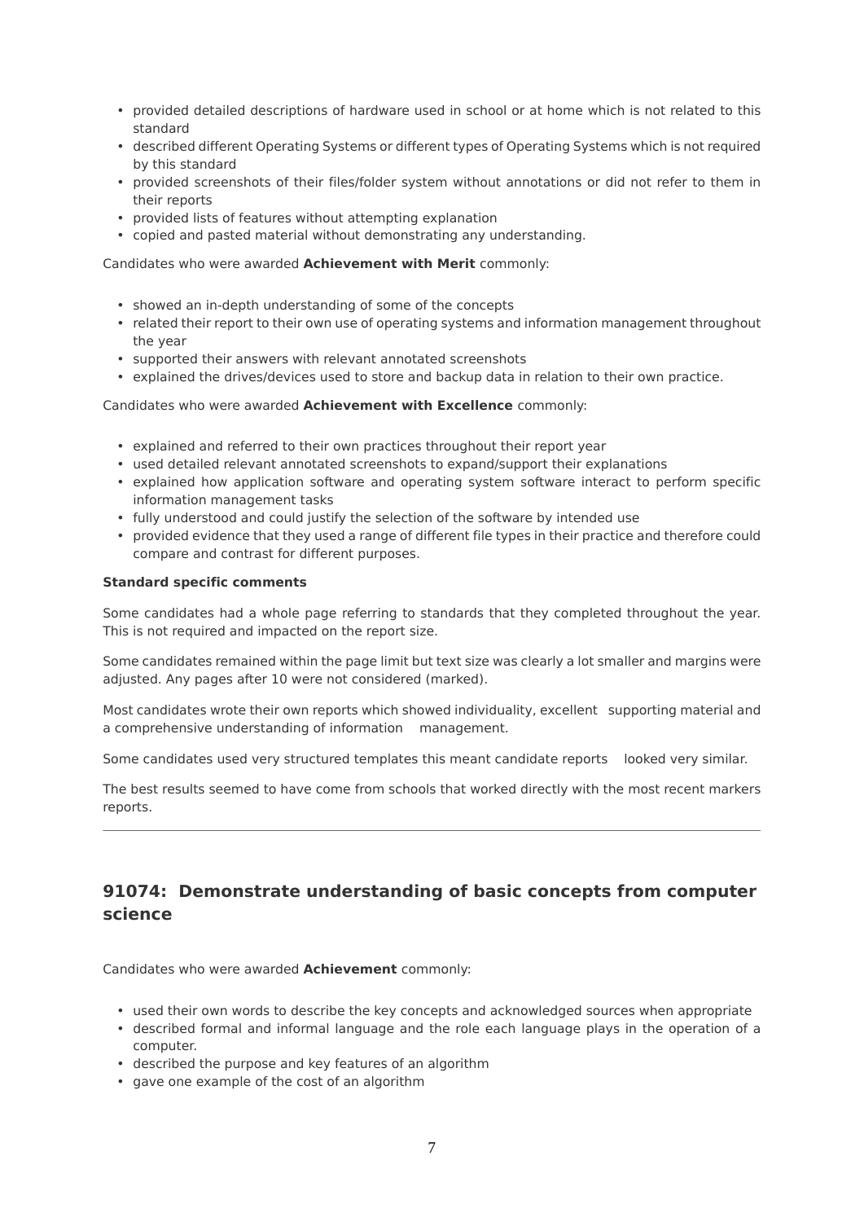- provided detailed descriptions of hardware used in school or at home which is not related to this standard
- described different Operating Systems or different types of Operating Systems which is not required by this standard
- provided screenshots of their files/folder system without annotations or did not refer to them in their reports
- provided lists of features without attempting explanation
- copied and pasted material without demonstrating any understanding.

Candidates who were awarded **Achievement with Merit** commonly:

- showed an in-depth understanding of some of the concepts
- related their report to their own use of operating systems and information management throughout the year
- supported their answers with relevant annotated screenshots
- explained the drives/devices used to store and backup data in relation to their own practice.

Candidates who were awarded **Achievement with Excellence** commonly:

- explained and referred to their own practices throughout their report year
- used detailed relevant annotated screenshots to expand/support their explanations
- explained how application software and operating system software interact to perform specific information management tasks
- fully understood and could justify the selection of the software by intended use
- provided evidence that they used a range of different file types in their practice and therefore could compare and contrast for different purposes.

**Standard specific comments**

Some candidates had a whole page referring to standards that they completed throughout the year. This is not required and impacted on the report size.

Some candidates remained within the page limit but text size was clearly a lot smaller and margins were adjusted. Any pages after 10 were not considered (marked).

Most candidates wrote their own reports which showed individuality, excellent supporting material and a comprehensive understanding of information management.

Some candidates used very structured templates this meant candidate reports looked very similar.

The best results seemed to have come from schools that worked directly with the most recent markers reports.

---

## 91074: Demonstrate understanding of basic concepts from computer science

Candidates who were awarded **Achievement** commonly:

- used their own words to describe the key concepts and acknowledged sources when appropriate
- described formal and informal language and the role each language plays in the operation of a computer.
- described the purpose and key features of an algorithm
- gave one example of the cost of an algorithm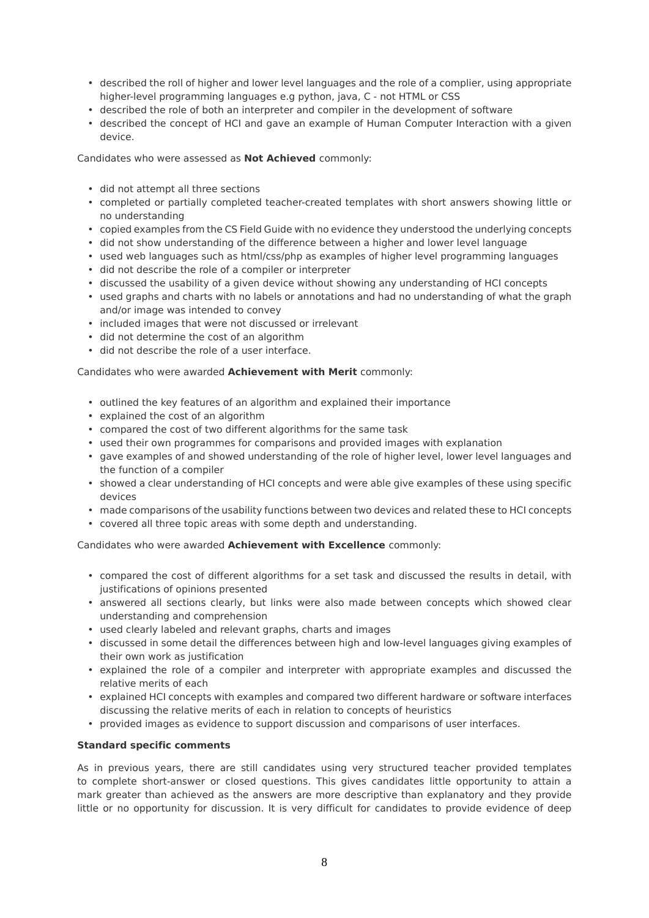- described the roll of higher and lower level languages and the role of a complier, using appropriate higher-level programming languages e.g python, java, C - not HTML or CSS
- described the role of both an interpreter and compiler in the development of software
- described the concept of HCI and gave an example of Human Computer Interaction with a given device.

Candidates who were assessed as **Not Achieved** commonly:

- did not attempt all three sections
- completed or partially completed teacher-created templates with short answers showing little or no understanding
- copied examples from the CS Field Guide with no evidence they understood the underlying concepts
- did not show understanding of the difference between a higher and lower level language
- used web languages such as html/css/php as examples of higher level programming languages
- did not describe the role of a compiler or interpreter
- discussed the usability of a given device without showing any understanding of HCI concepts
- used graphs and charts with no labels or annotations and had no understanding of what the graph and/or image was intended to convey
- included images that were not discussed or irrelevant
- did not determine the cost of an algorithm
- did not describe the role of a user interface.

Candidates who were awarded **Achievement with Merit** commonly:

- outlined the key features of an algorithm and explained their importance
- explained the cost of an algorithm
- compared the cost of two different algorithms for the same task
- used their own programmes for comparisons and provided images with explanation
- gave examples of and showed understanding of the role of higher level, lower level languages and the function of a compiler
- showed a clear understanding of HCI concepts and were able give examples of these using specific devices
- made comparisons of the usability functions between two devices and related these to HCI concepts
- covered all three topic areas with some depth and understanding.

Candidates who were awarded **Achievement with Excellence** commonly:

- compared the cost of different algorithms for a set task and discussed the results in detail, with justifications of opinions presented
- answered all sections clearly, but links were also made between concepts which showed clear understanding and comprehension
- used clearly labeled and relevant graphs, charts and images
- discussed in some detail the differences between high and low-level languages giving examples of their own work as justification
- explained the role of a compiler and interpreter with appropriate examples and discussed the relative merits of each
- explained HCI concepts with examples and compared two different hardware or software interfaces discussing the relative merits of each in relation to concepts of heuristics
- provided images as evidence to support discussion and comparisons of user interfaces.

**Standard specific comments**

As in previous years, there are still candidates using very structured teacher provided templates to complete short-answer or closed questions. This gives candidates little opportunity to attain a mark greater than achieved as the answers are more descriptive than explanatory and they provide little or no opportunity for discussion. It is very difficult for candidates to provide evidence of deep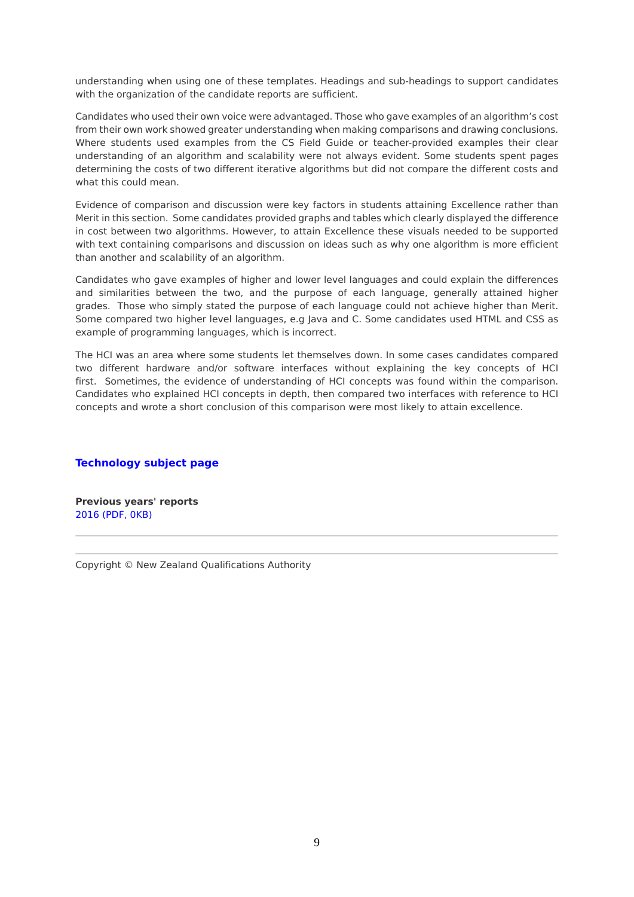understanding when using one of these templates. Headings and sub-headings to support candidates with the organization of the candidate reports are sufficient.

Candidates who used their own voice were advantaged. Those who gave examples of an algorithm's cost from their own work showed greater understanding when making comparisons and drawing conclusions. Where students used examples from the CS Field Guide or teacher-provided examples their clear understanding of an algorithm and scalability were not always evident. Some students spent pages determining the costs of two different iterative algorithms but did not compare the different costs and what this could mean.

Evidence of comparison and discussion were key factors in students attaining Excellence rather than Merit in this section. Some candidates provided graphs and tables which clearly displayed the difference in cost between two algorithms. However, to attain Excellence these visuals needed to be supported with text containing comparisons and discussion on ideas such as why one algorithm is more efficient than another and scalability of an algorithm.

Candidates who gave examples of higher and lower level languages and could explain the differences and similarities between the two, and the purpose of each language, generally attained higher grades. Those who simply stated the purpose of each language could not achieve higher than Merit. Some compared two higher level languages, e.g Java and C. Some candidates used HTML and CSS as example of programming languages, which is incorrect.

The HCI was an area where some students let themselves down. In some cases candidates compared two different hardware and/or software interfaces without explaining the key concepts of HCI first. Sometimes, the evidence of understanding of HCI concepts was found within the comparison. Candidates who explained HCI concepts in depth, then compared two interfaces with reference to HCI concepts and wrote a short conclusion of this comparison were most likely to attain excellence.

**Technology subject page**

**Previous years' reports**
2016 (PDF, 0KB)

---

Copyright © New Zealand Qualifications Authority